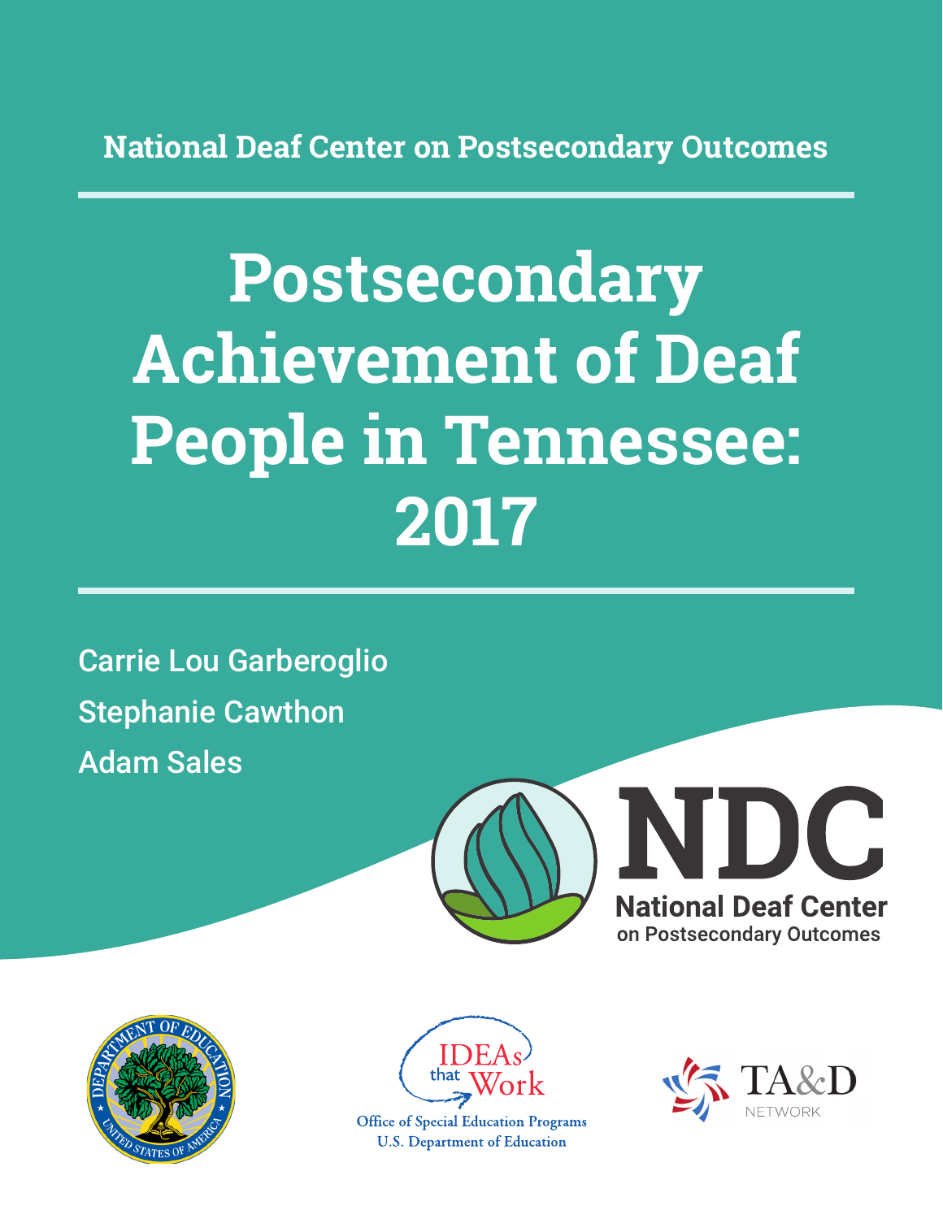National Deaf Center on Postsecondary Outcomes

# Postsecondary Achievement of Deaf People in Tennessee: 2017

Carrie Lou Garberoglio

Stephanie Cawthon

Adam Sales

NDC

National Deaf Center on Postsecondary Outcomes

IDEAs that Work

Office of Special Education Programs
U.S. Department of Education

TA&D NETWORK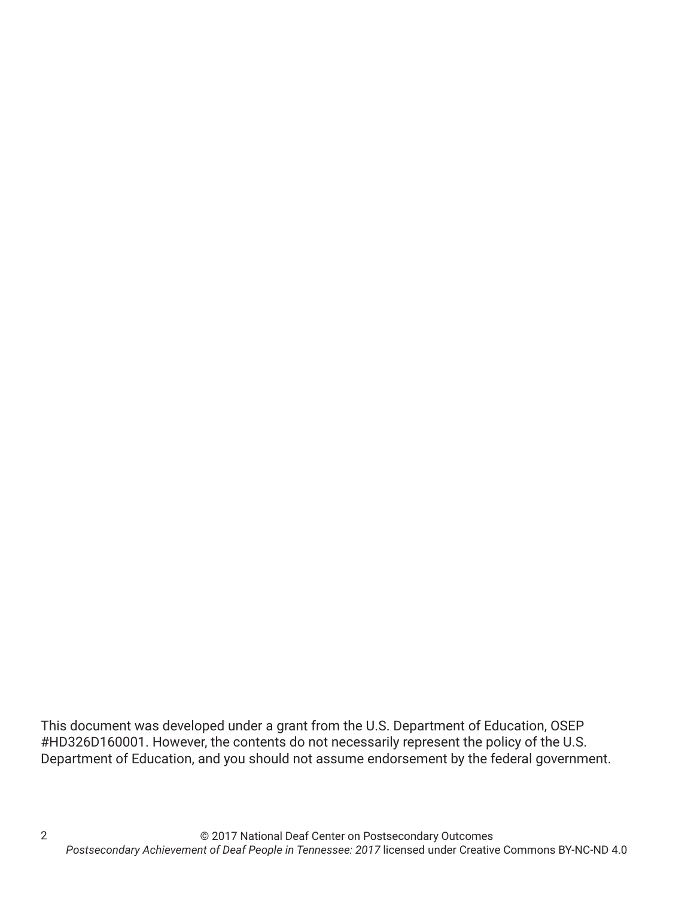This document was developed under a grant from the U.S. Department of Education, OSEP #HD326D160001. However, the contents do not necessarily represent the policy of the U.S. Department of Education, and you should not assume endorsement by the federal government.

© 2017 National Deaf Center on Postsecondary Outcomes
*Postsecondary Achievement of Deaf People in Tennessee: 2017* licensed under Creative Commons BY-NC-ND 4.0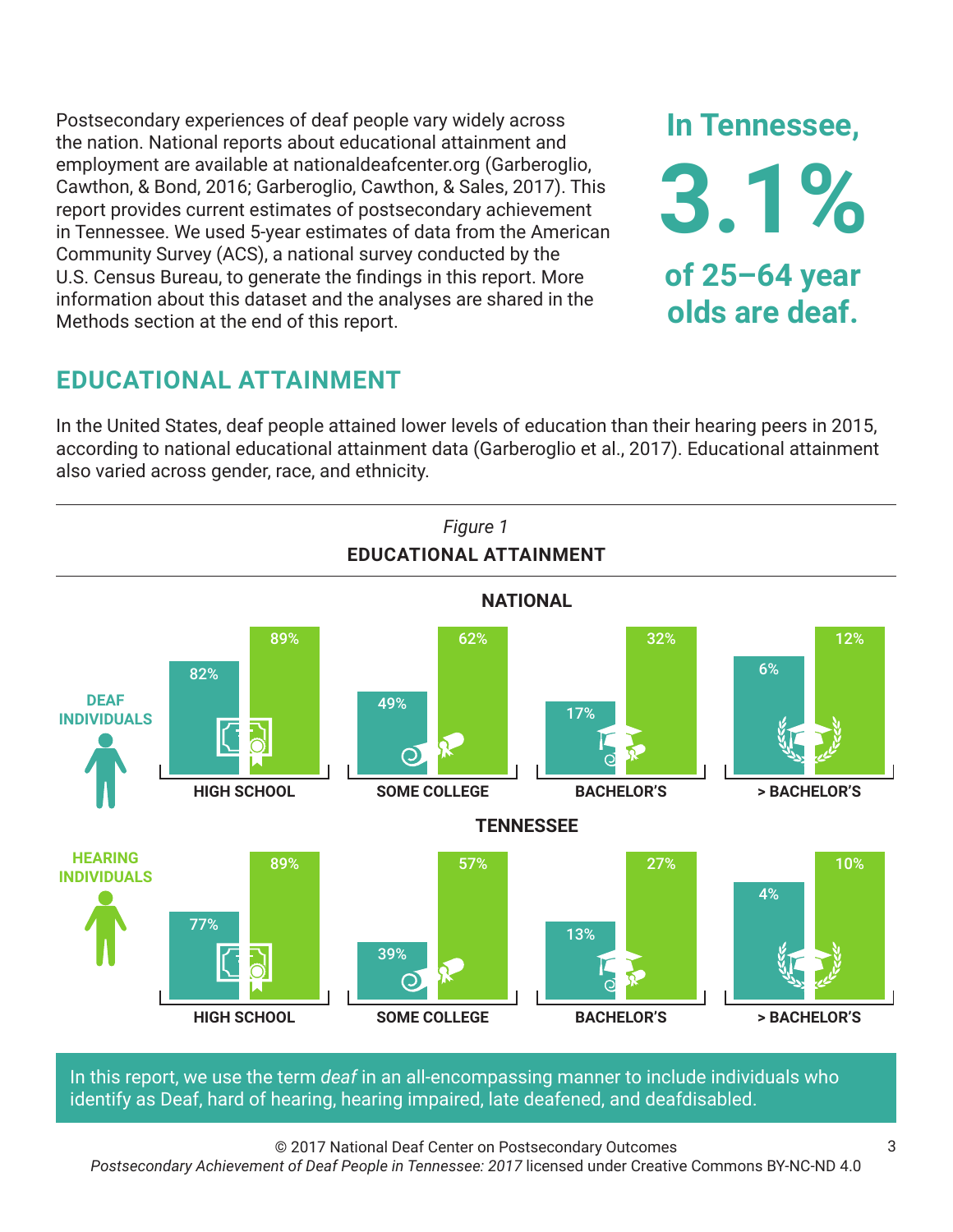Postsecondary experiences of deaf people vary widely across the nation. National reports about educational attainment and employment are available at nationaldeafcenter.org (Garberoglio, Cawthon, & Bond, 2016; Garberoglio, Cawthon, & Sales, 2017). This report provides current estimates of postsecondary achievement in Tennessee. We used 5-year estimates of data from the American Community Survey (ACS), a national survey conducted by the U.S. Census Bureau, to generate the findings in this report. More information about this dataset and the analyses are shared in the Methods section at the end of this report.

**In Tennessee, 3.1% of 25–64 year olds are deaf.**

## EDUCATIONAL ATTAINMENT

In the United States, deaf people attained lower levels of education than their hearing peers in 2015, according to national educational attainment data (Garberoglio et al., 2017). Educational attainment also varied across gender, race, and ethnicity.

*Figure 1*

**EDUCATIONAL ATTAINMENT**

**NATIONAL**

| | HIGH SCHOOL | SOME COLLEGE | BACHELOR'S | > BACHELOR'S |
|---|---|---|---|---|
| DEAF INDIVIDUALS | 82% | 49% | 17% | 6% |
| HEARING INDIVIDUALS | 89% | 62% | 32% | 12% |

**TENNESSEE**

| | HIGH SCHOOL | SOME COLLEGE | BACHELOR'S | > BACHELOR'S |
|---|---|---|---|---|
| DEAF INDIVIDUALS | 77% | 39% | 13% | 4% |
| HEARING INDIVIDUALS | 89% | 57% | 27% | 10% |

In this report, we use the term *deaf* in an all-encompassing manner to include individuals who identify as Deaf, hard of hearing, hearing impaired, late deafened, and deafdisabled.

© 2017 National Deaf Center on Postsecondary Outcomes
*Postsecondary Achievement of Deaf People in Tennessee: 2017* licensed under Creative Commons BY-NC-ND 4.0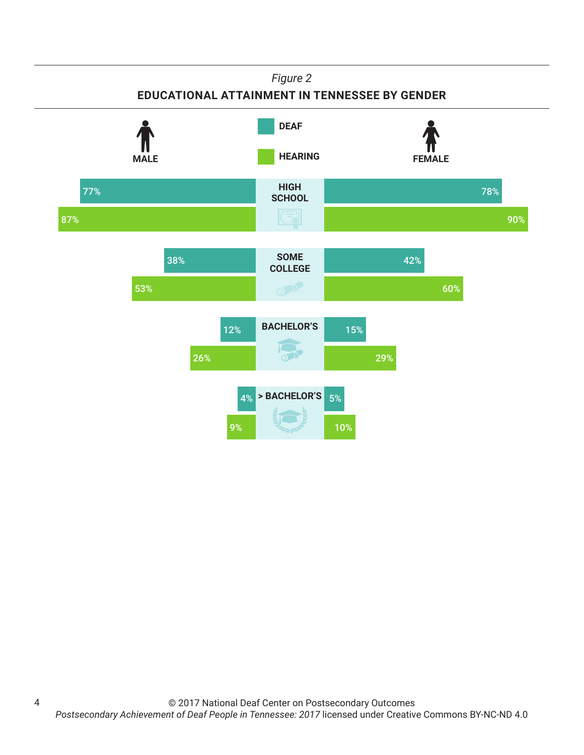*Figure 2*

**EDUCATIONAL ATTAINMENT IN TENNESSEE BY GENDER**

| | Male – Deaf | Male – Hearing | Female – Deaf | Female – Hearing |
|---|---|---|---|---|
| HIGH SCHOOL | 77% | 87% | 78% | 90% |
| SOME COLLEGE | 38% | 53% | 42% | 60% |
| BACHELOR'S | 12% | 26% | 15% | 29% |
| > BACHELOR'S | 4% | 9% | 5% | 10% |

© 2017 National Deaf Center on Postsecondary Outcomes
*Postsecondary Achievement of Deaf People in Tennessee: 2017* licensed under Creative Commons BY-NC-ND 4.0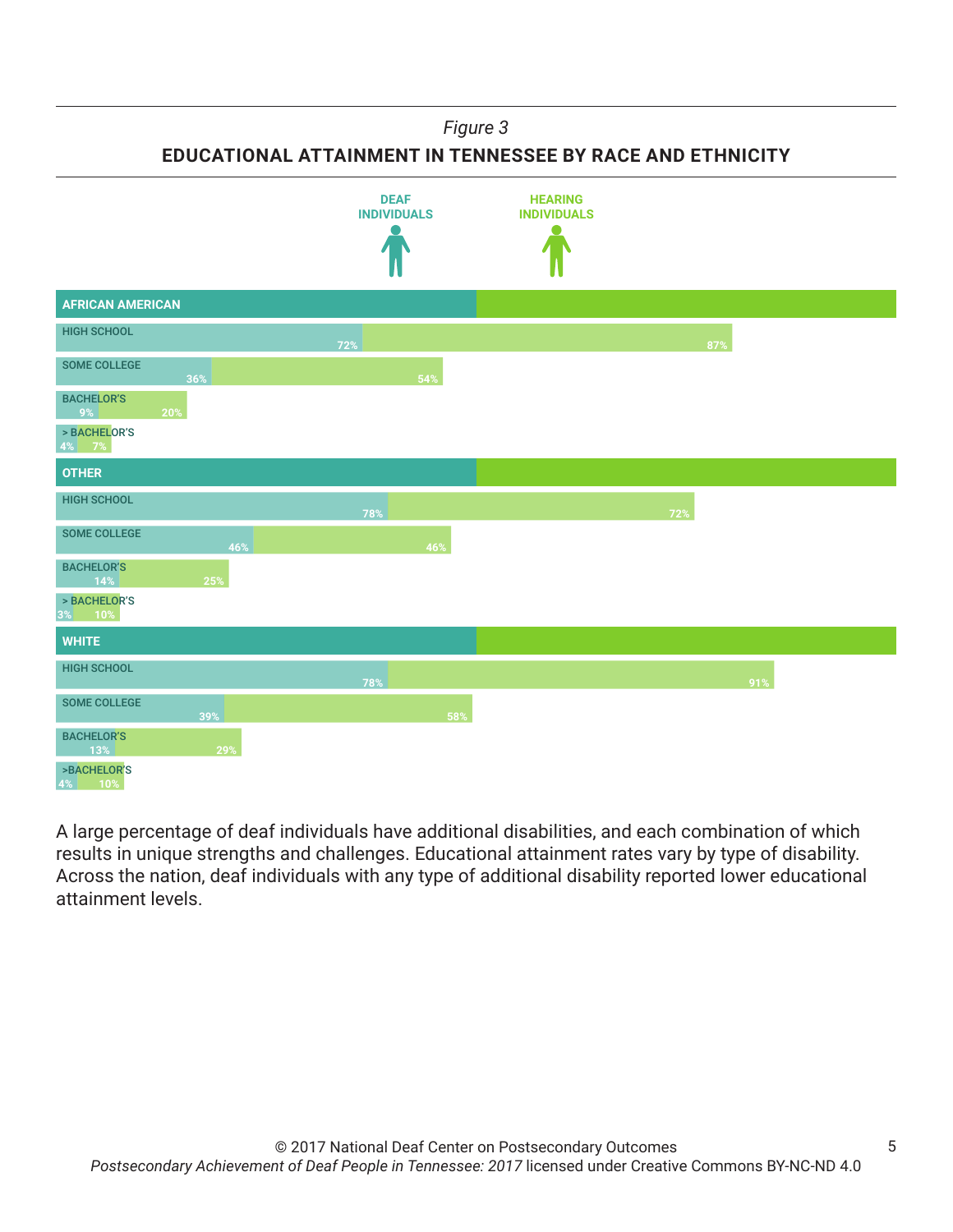*Figure 3*

**EDUCATIONAL ATTAINMENT IN TENNESSEE BY RACE AND ETHNICITY**

| | DEAF INDIVIDUALS | HEARING INDIVIDUALS |
|---|---|---|
| **AFRICAN AMERICAN** | | |
| HIGH SCHOOL | 72% | 87% |
| SOME COLLEGE | 36% | 54% |
| BACHELOR'S | 9% | 20% |
| > BACHELOR'S | 4% | 7% |
| **OTHER** | | |
| HIGH SCHOOL | 78% | 72% |
| SOME COLLEGE | 46% | 46% |
| BACHELOR'S | 14% | 25% |
| > BACHELOR'S | 3% | 10% |
| **WHITE** | | |
| HIGH SCHOOL | 78% | 91% |
| SOME COLLEGE | 39% | 58% |
| BACHELOR'S | 13% | 29% |
| >BACHELOR'S | 4% | 10% |

A large percentage of deaf individuals have additional disabilities, and each combination of which results in unique strengths and challenges. Educational attainment rates vary by type of disability. Across the nation, deaf individuals with any type of additional disability reported lower educational attainment levels.

© 2017 National Deaf Center on Postsecondary Outcomes
*Postsecondary Achievement of Deaf People in Tennessee: 2017* licensed under Creative Commons BY-NC-ND 4.0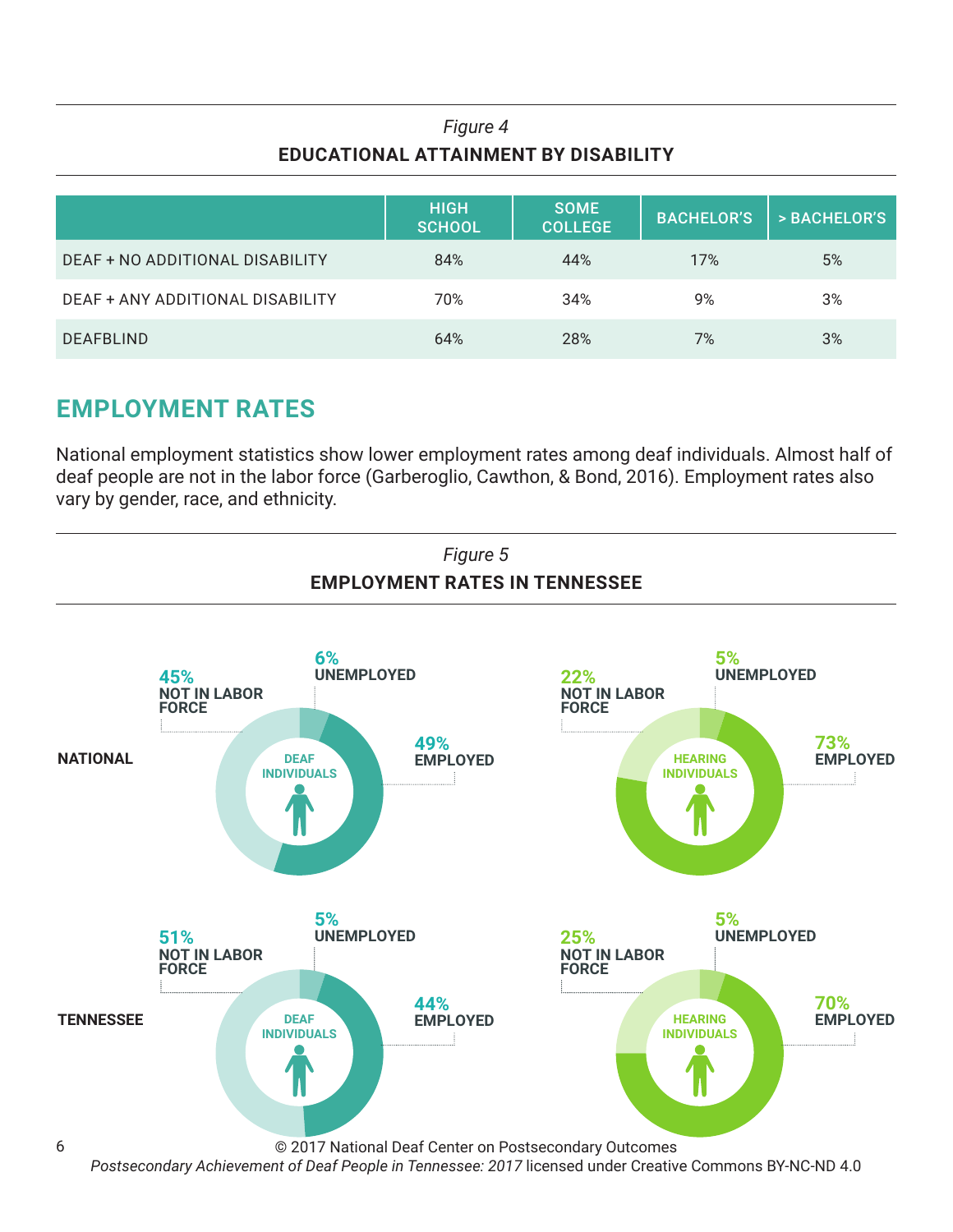*Figure 4*

**EDUCATIONAL ATTAINMENT BY DISABILITY**

| | HIGH SCHOOL | SOME COLLEGE | BACHELOR'S | > BACHELOR'S |
|---|---|---|---|---|
| DEAF + NO ADDITIONAL DISABILITY | 84% | 44% | 17% | 5% |
| DEAF + ANY ADDITIONAL DISABILITY | 70% | 34% | 9% | 3% |
| DEAFBLIND | 64% | 28% | 7% | 3% |

## EMPLOYMENT RATES

National employment statistics show lower employment rates among deaf individuals. Almost half of deaf people are not in the labor force (Garberoglio, Cawthon, & Bond, 2016). Employment rates also vary by gender, race, and ethnicity.

*Figure 5*

**EMPLOYMENT RATES IN TENNESSEE**

| | Deaf Individuals: Not in Labor Force | Deaf Individuals: Unemployed | Deaf Individuals: Employed | Hearing Individuals: Not in Labor Force | Hearing Individuals: Unemployed | Hearing Individuals: Employed |
|---|---|---|---|---|---|---|
| NATIONAL | 45% | 6% | 49% | 22% | 5% | 73% |
| TENNESSEE | 51% | 5% | 44% | 25% | 5% | 70% |

© 2017 National Deaf Center on Postsecondary Outcomes
*Postsecondary Achievement of Deaf People in Tennessee: 2017* licensed under Creative Commons BY-NC-ND 4.0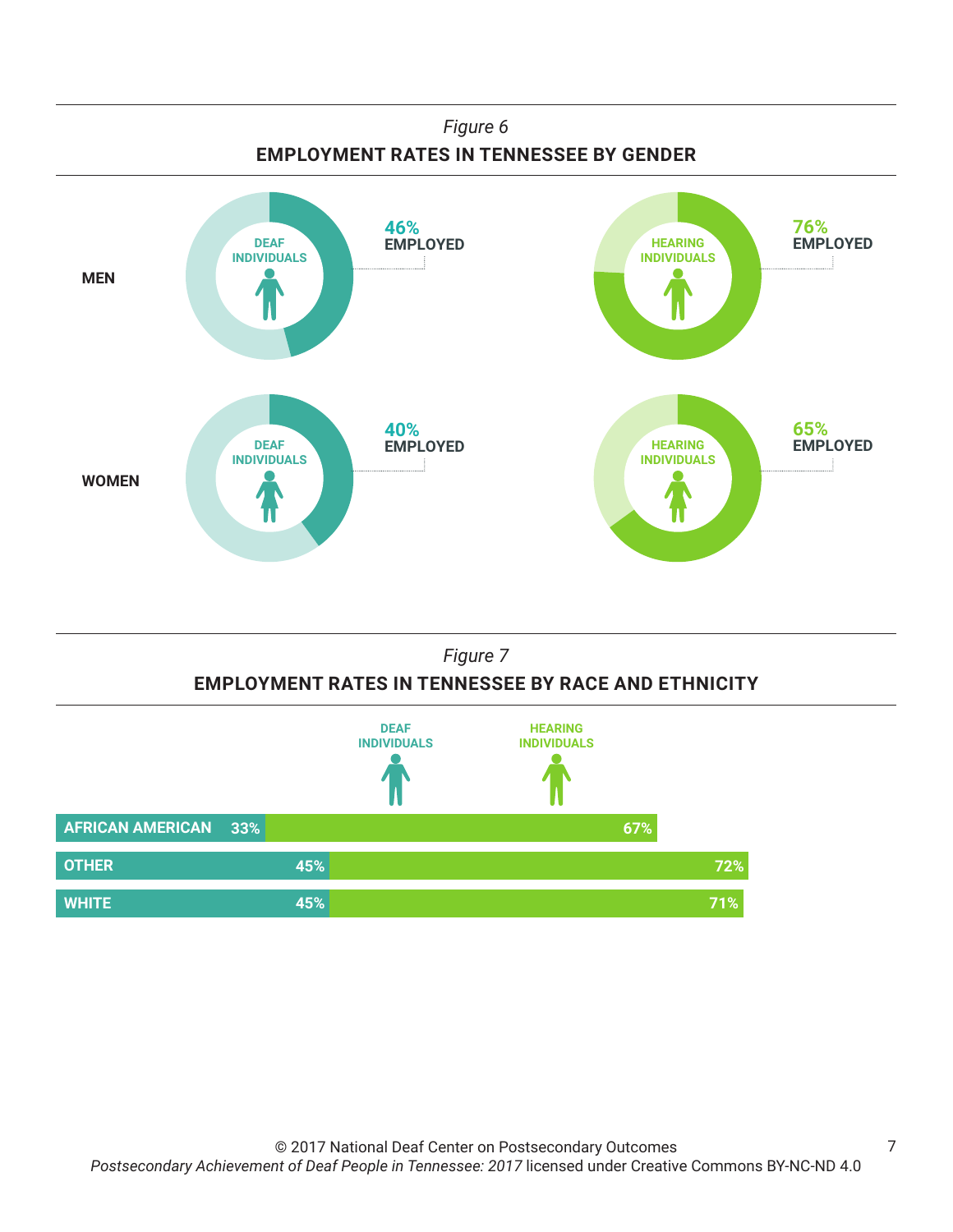*Figure 6*

**EMPLOYMENT RATES IN TENNESSEE BY GENDER**

| | DEAF INDIVIDUALS | HEARING INDIVIDUALS |
|---|---|---|
| **MEN** | 46% EMPLOYED | 76% EMPLOYED |
| **WOMEN** | 40% EMPLOYED | 65% EMPLOYED |

*Figure 7*

**EMPLOYMENT RATES IN TENNESSEE BY RACE AND ETHNICITY**

| | DEAF INDIVIDUALS | HEARING INDIVIDUALS |
|---|---|---|
| AFRICAN AMERICAN | 33% | 67% |
| OTHER | 45% | 72% |
| WHITE | 45% | 71% |

© 2017 National Deaf Center on Postsecondary Outcomes
*Postsecondary Achievement of Deaf People in Tennessee: 2017* licensed under Creative Commons BY-NC-ND 4.0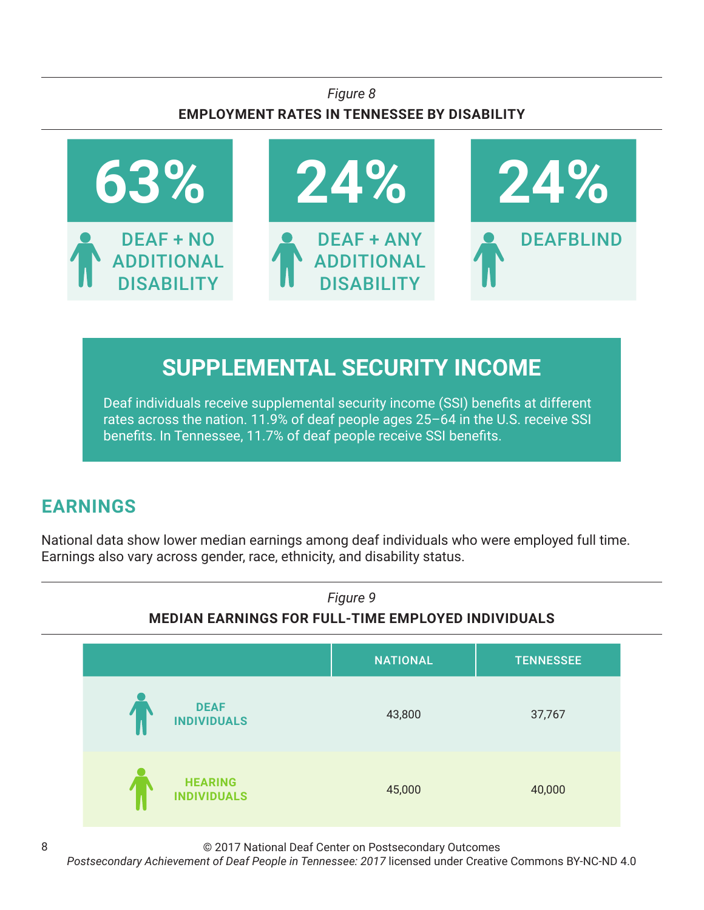*Figure 8*

**EMPLOYMENT RATES IN TENNESSEE BY DISABILITY**

| 63% | 24% | 24% |
|---|---|---|
| DEAF + NO ADDITIONAL DISABILITY | DEAF + ANY ADDITIONAL DISABILITY | DEAFBLIND |

## SUPPLEMENTAL SECURITY INCOME

Deaf individuals receive supplemental security income (SSI) benefits at different rates across the nation. 11.9% of deaf people ages 25–64 in the U.S. receive SSI benefits. In Tennessee, 11.7% of deaf people receive SSI benefits.

## EARNINGS

National data show lower median earnings among deaf individuals who were employed full time. Earnings also vary across gender, race, ethnicity, and disability status.

*Figure 9*

**MEDIAN EARNINGS FOR FULL-TIME EMPLOYED INDIVIDUALS**

| | NATIONAL | TENNESSEE |
|---|---|---|
| DEAF INDIVIDUALS | 43,800 | 37,767 |
| HEARING INDIVIDUALS | 45,000 | 40,000 |

© 2017 National Deaf Center on Postsecondary Outcomes
*Postsecondary Achievement of Deaf People in Tennessee: 2017* licensed under Creative Commons BY-NC-ND 4.0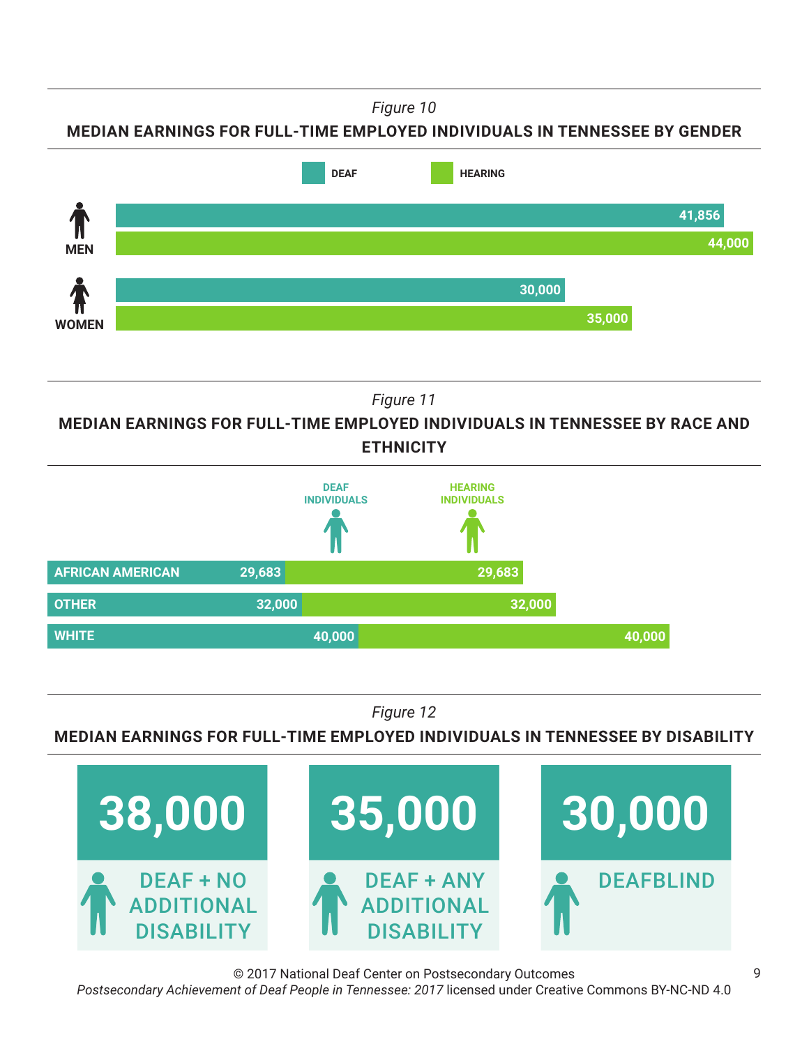*Figure 10*

**MEDIAN EARNINGS FOR FULL-TIME EMPLOYED INDIVIDUALS IN TENNESSEE BY GENDER**

| | DEAF | HEARING |
|---|---|---|
| MEN | 41,856 | 44,000 |
| WOMEN | 30,000 | 35,000 |

*Figure 11*

**MEDIAN EARNINGS FOR FULL-TIME EMPLOYED INDIVIDUALS IN TENNESSEE BY RACE AND ETHNICITY**

| | DEAF INDIVIDUALS | HEARING INDIVIDUALS |
|---|---|---|
| AFRICAN AMERICAN | 29,683 | 29,683 |
| OTHER | 32,000 | 32,000 |
| WHITE | 40,000 | 40,000 |

*Figure 12*

**MEDIAN EARNINGS FOR FULL-TIME EMPLOYED INDIVIDUALS IN TENNESSEE BY DISABILITY**

| DEAF + NO ADDITIONAL DISABILITY | DEAF + ANY ADDITIONAL DISABILITY | DEAFBLIND |
|---|---|---|
| 38,000 | 35,000 | 30,000 |

© 2017 National Deaf Center on Postsecondary Outcomes
*Postsecondary Achievement of Deaf People in Tennessee: 2017* licensed under Creative Commons BY-NC-ND 4.0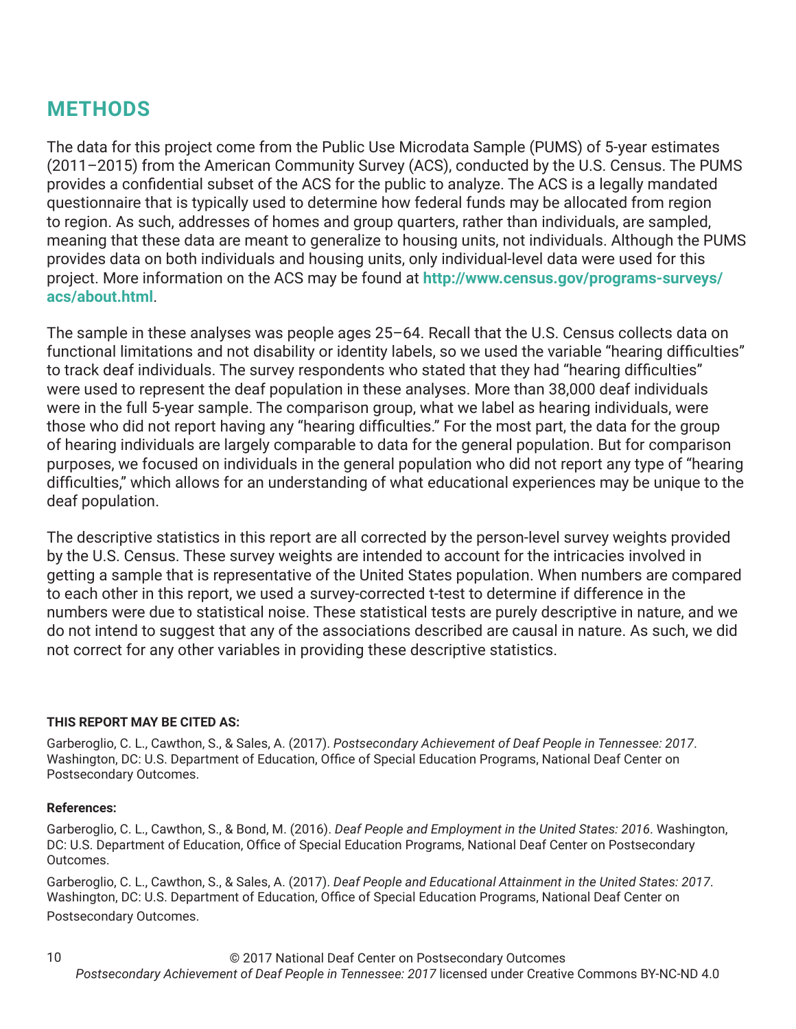## METHODS

The data for this project come from the Public Use Microdata Sample (PUMS) of 5-year estimates (2011–2015) from the American Community Survey (ACS), conducted by the U.S. Census. The PUMS provides a confidential subset of the ACS for the public to analyze. The ACS is a legally mandated questionnaire that is typically used to determine how federal funds may be allocated from region to region. As such, addresses of homes and group quarters, rather than individuals, are sampled, meaning that these data are meant to generalize to housing units, not individuals. Although the PUMS provides data on both individuals and housing units, only individual-level data were used for this project. More information on the ACS may be found at **http://www.census.gov/programs-surveys/acs/about.html**.

The sample in these analyses was people ages 25–64. Recall that the U.S. Census collects data on functional limitations and not disability or identity labels, so we used the variable "hearing difficulties" to track deaf individuals. The survey respondents who stated that they had "hearing difficulties" were used to represent the deaf population in these analyses. More than 38,000 deaf individuals were in the full 5-year sample. The comparison group, what we label as hearing individuals, were those who did not report having any "hearing difficulties." For the most part, the data for the group of hearing individuals are largely comparable to data for the general population. But for comparison purposes, we focused on individuals in the general population who did not report any type of "hearing difficulties," which allows for an understanding of what educational experiences may be unique to the deaf population.

The descriptive statistics in this report are all corrected by the person-level survey weights provided by the U.S. Census. These survey weights are intended to account for the intricacies involved in getting a sample that is representative of the United States population. When numbers are compared to each other in this report, we used a survey-corrected t-test to determine if difference in the numbers were due to statistical noise. These statistical tests are purely descriptive in nature, and we do not intend to suggest that any of the associations described are causal in nature. As such, we did not correct for any other variables in providing these descriptive statistics.

**THIS REPORT MAY BE CITED AS:**

Garberoglio, C. L., Cawthon, S., & Sales, A. (2017). *Postsecondary Achievement of Deaf People in Tennessee: 2017*. Washington, DC: U.S. Department of Education, Office of Special Education Programs, National Deaf Center on Postsecondary Outcomes.

**References:**

Garberoglio, C. L., Cawthon, S., & Bond, M. (2016). *Deaf People and Employment in the United States: 2016*. Washington, DC: U.S. Department of Education, Office of Special Education Programs, National Deaf Center on Postsecondary Outcomes.

Garberoglio, C. L., Cawthon, S., & Sales, A. (2017). *Deaf People and Educational Attainment in the United States: 2017*. Washington, DC: U.S. Department of Education, Office of Special Education Programs, National Deaf Center on Postsecondary Outcomes.

© 2017 National Deaf Center on Postsecondary Outcomes
*Postsecondary Achievement of Deaf People in Tennessee: 2017* licensed under Creative Commons BY-NC-ND 4.0